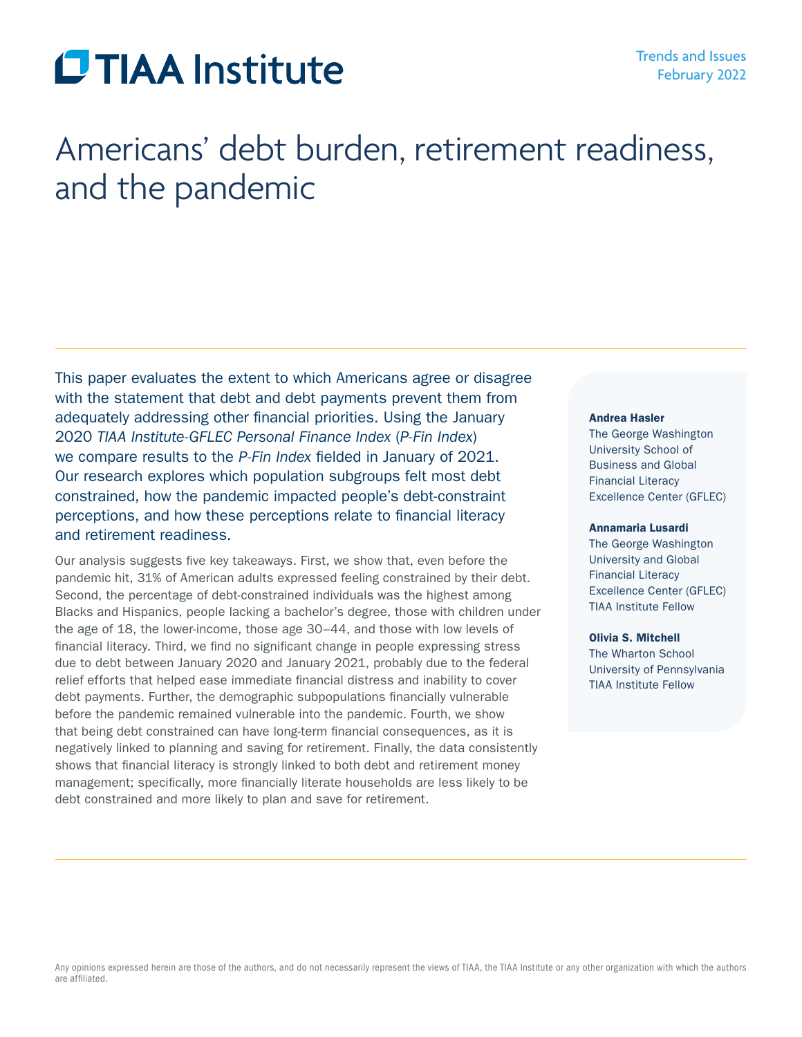TIAA Institute

Trends and Issues
February 2022

# Americans' debt burden, retirement readiness, and the pandemic

This paper evaluates the extent to which Americans agree or disagree with the statement that debt and debt payments prevent them from adequately addressing other financial priorities. Using the January 2020 *TIAA Institute-GFLEC Personal Finance Index* (*P-Fin Index*) we compare results to the *P-Fin Index* fielded in January of 2021. Our research explores which population subgroups felt most debt constrained, how the pandemic impacted people's debt-constraint perceptions, and how these perceptions relate to financial literacy and retirement readiness.

Our analysis suggests five key takeaways. First, we show that, even before the pandemic hit, 31% of American adults expressed feeling constrained by their debt. Second, the percentage of debt-constrained individuals was the highest among Blacks and Hispanics, people lacking a bachelor's degree, those with children under the age of 18, the lower-income, those age 30–44, and those with low levels of financial literacy. Third, we find no significant change in people expressing stress due to debt between January 2020 and January 2021, probably due to the federal relief efforts that helped ease immediate financial distress and inability to cover debt payments. Further, the demographic subpopulations financially vulnerable before the pandemic remained vulnerable into the pandemic. Fourth, we show that being debt constrained can have long-term financial consequences, as it is negatively linked to planning and saving for retirement. Finally, the data consistently shows that financial literacy is strongly linked to both debt and retirement money management; specifically, more financially literate households are less likely to be debt constrained and more likely to plan and save for retirement.

**Andrea Hasler**
The George Washington University School of Business and Global Financial Literacy Excellence Center (GFLEC)

**Annamaria Lusardi**
The George Washington University and Global Financial Literacy Excellence Center (GFLEC)
TIAA Institute Fellow

**Olivia S. Mitchell**
The Wharton School
University of Pennsylvania
TIAA Institute Fellow

Any opinions expressed herein are those of the authors, and do not necessarily represent the views of TIAA, the TIAA Institute or any other organization with which the authors are affiliated.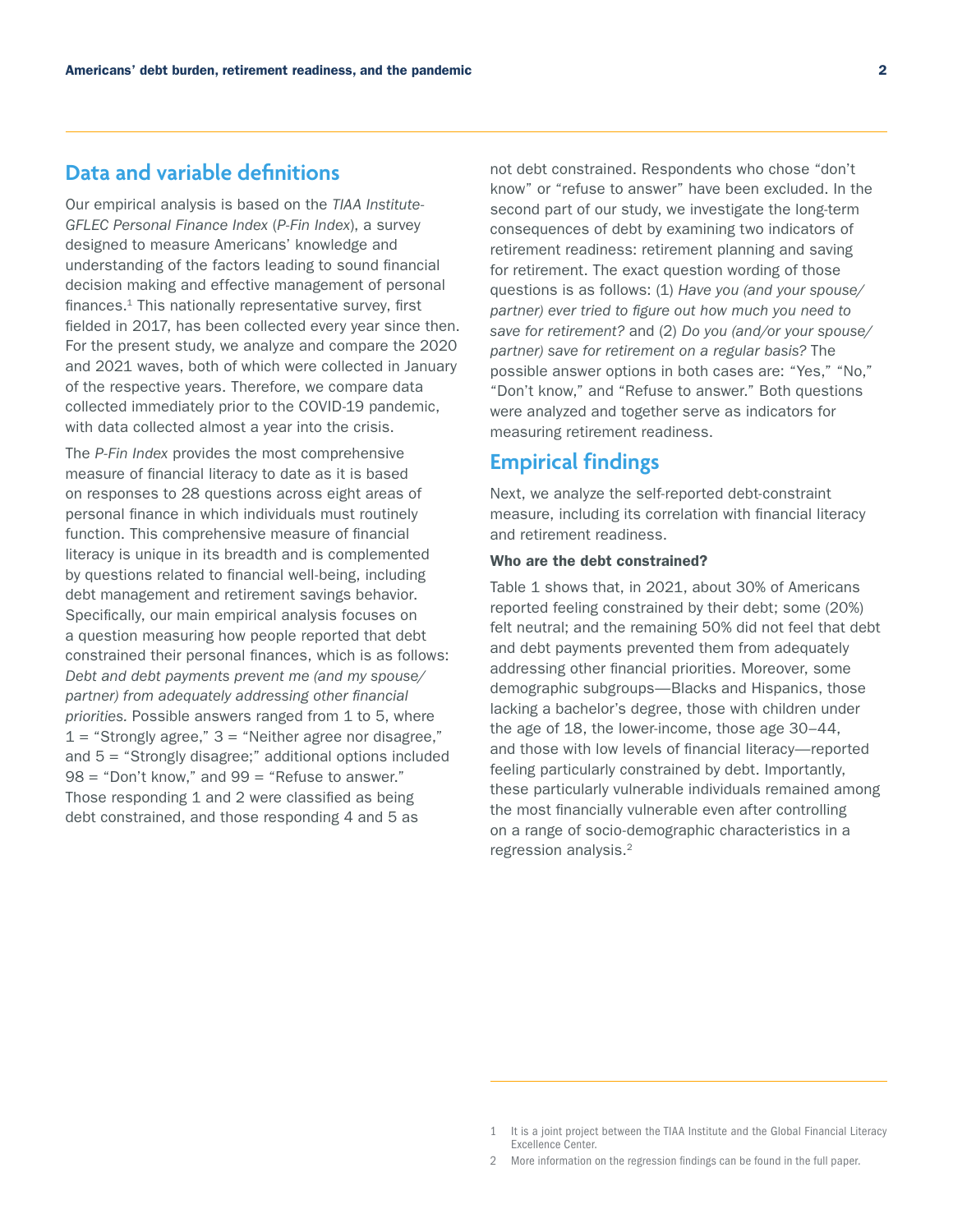## Data and variable definitions

Our empirical analysis is based on the *TIAA Institute-GFLEC Personal Finance Index* (*P-Fin Index*), a survey designed to measure Americans' knowledge and understanding of the factors leading to sound financial decision making and effective management of personal finances.[1] This nationally representative survey, first fielded in 2017, has been collected every year since then. For the present study, we analyze and compare the 2020 and 2021 waves, both of which were collected in January of the respective years. Therefore, we compare data collected immediately prior to the COVID-19 pandemic, with data collected almost a year into the crisis.

The *P-Fin Index* provides the most comprehensive measure of financial literacy to date as it is based on responses to 28 questions across eight areas of personal finance in which individuals must routinely function. This comprehensive measure of financial literacy is unique in its breadth and is complemented by questions related to financial well-being, including debt management and retirement savings behavior. Specifically, our main empirical analysis focuses on a question measuring how people reported that debt constrained their personal finances, which is as follows: *Debt and debt payments prevent me (and my spouse/partner) from adequately addressing other financial priorities.* Possible answers ranged from 1 to 5, where 1 = "Strongly agree," 3 = "Neither agree nor disagree," and 5 = "Strongly disagree;" additional options included 98 = "Don't know," and 99 = "Refuse to answer." Those responding 1 and 2 were classified as being debt constrained, and those responding 4 and 5 as not debt constrained. Respondents who chose "don't know" or "refuse to answer" have been excluded. In the second part of our study, we investigate the long-term consequences of debt by examining two indicators of retirement readiness: retirement planning and saving for retirement. The exact question wording of those questions is as follows: (1) *Have you (and your spouse/partner) ever tried to figure out how much you need to save for retirement?* and (2) *Do you (and/or your spouse/partner) save for retirement on a regular basis?* The possible answer options in both cases are: "Yes," "No," "Don't know," and "Refuse to answer." Both questions were analyzed and together serve as indicators for measuring retirement readiness.

## Empirical findings

Next, we analyze the self-reported debt-constraint measure, including its correlation with financial literacy and retirement readiness.

### Who are the debt constrained?

Table 1 shows that, in 2021, about 30% of Americans reported feeling constrained by their debt; some (20%) felt neutral; and the remaining 50% did not feel that debt and debt payments prevented them from adequately addressing other financial priorities. Moreover, some demographic subgroups—Blacks and Hispanics, those lacking a bachelor's degree, those with children under the age of 18, the lower-income, those age 30–44, and those with low levels of financial literacy—reported feeling particularly constrained by debt. Importantly, these particularly vulnerable individuals remained among the most financially vulnerable even after controlling on a range of socio-demographic characteristics in a regression analysis.[2]

---

1 It is a joint project between the TIAA Institute and the Global Financial Literacy Excellence Center.

2 More information on the regression findings can be found in the full paper.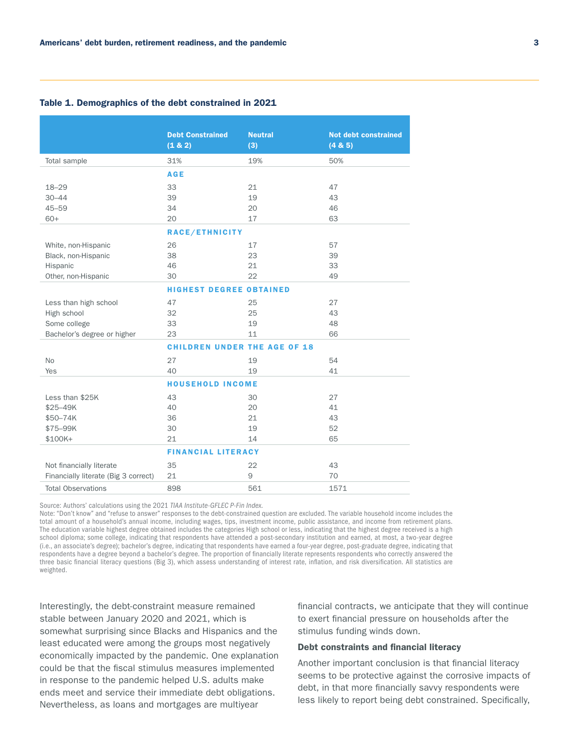**Table 1. Demographics of the debt constrained in 2021**

| | Debt Constrained (1 & 2) | Neutral (3) | Not debt constrained (4 & 5) |
|---|---|---|---|
| Total sample | 31% | 19% | 50% |
| | **AGE** | | |
| 18–29 | 33 | 21 | 47 |
| 30–44 | 39 | 19 | 43 |
| 45–59 | 34 | 20 | 46 |
| 60+ | 20 | 17 | 63 |
| | **RACE/ETHNICITY** | | |
| White, non-Hispanic | 26 | 17 | 57 |
| Black, non-Hispanic | 38 | 23 | 39 |
| Hispanic | 46 | 21 | 33 |
| Other, non-Hispanic | 30 | 22 | 49 |
| | **HIGHEST DEGREE OBTAINED** | | |
| Less than high school | 47 | 25 | 27 |
| High school | 32 | 25 | 43 |
| Some college | 33 | 19 | 48 |
| Bachelor's degree or higher | 23 | 11 | 66 |
| | **CHILDREN UNDER THE AGE OF 18** | | |
| No | 27 | 19 | 54 |
| Yes | 40 | 19 | 41 |
| | **HOUSEHOLD INCOME** | | |
| Less than $25K | 43 | 30 | 27 |
| $25–49K | 40 | 20 | 41 |
| $50–74K | 36 | 21 | 43 |
| $75–99K | 30 | 19 | 52 |
| $100K+ | 21 | 14 | 65 |
| | **FINANCIAL LITERACY** | | |
| Not financially literate | 35 | 22 | 43 |
| Financially literate (Big 3 correct) | 21 | 9 | 70 |
| Total Observations | 898 | 561 | 1571 |

Source: Authors' calculations using the 2021 *TIAA Institute-GFLEC P-Fin Index.*
Note: "Don't know" and "refuse to answer" responses to the debt-constrained question are excluded. The variable household income includes the total amount of a household's annual income, including wages, tips, investment income, public assistance, and income from retirement plans. The education variable highest degree obtained includes the categories High school or less, indicating that the highest degree received is a high school diploma; some college, indicating that respondents have attended a post-secondary institution and earned, at most, a two-year degree (i.e., an associate's degree); bachelor's degree, indicating that respondents have earned a four-year degree, post-graduate degree, indicating that respondents have a degree beyond a bachelor's degree. The proportion of financially literate represents respondents who correctly answered the three basic financial literacy questions (Big 3), which assess understanding of interest rate, inflation, and risk diversification. All statistics are weighted.

Interestingly, the debt-constraint measure remained stable between January 2020 and 2021, which is somewhat surprising since Blacks and Hispanics and the least educated were among the groups most negatively economically impacted by the pandemic. One explanation could be that the fiscal stimulus measures implemented in response to the pandemic helped U.S. adults make ends meet and service their immediate debt obligations. Nevertheless, as loans and mortgages are multiyear financial contracts, we anticipate that they will continue to exert financial pressure on households after the stimulus funding winds down.

### Debt constraints and financial literacy

Another important conclusion is that financial literacy seems to be protective against the corrosive impacts of debt, in that more financially savvy respondents were less likely to report being debt constrained. Specifically,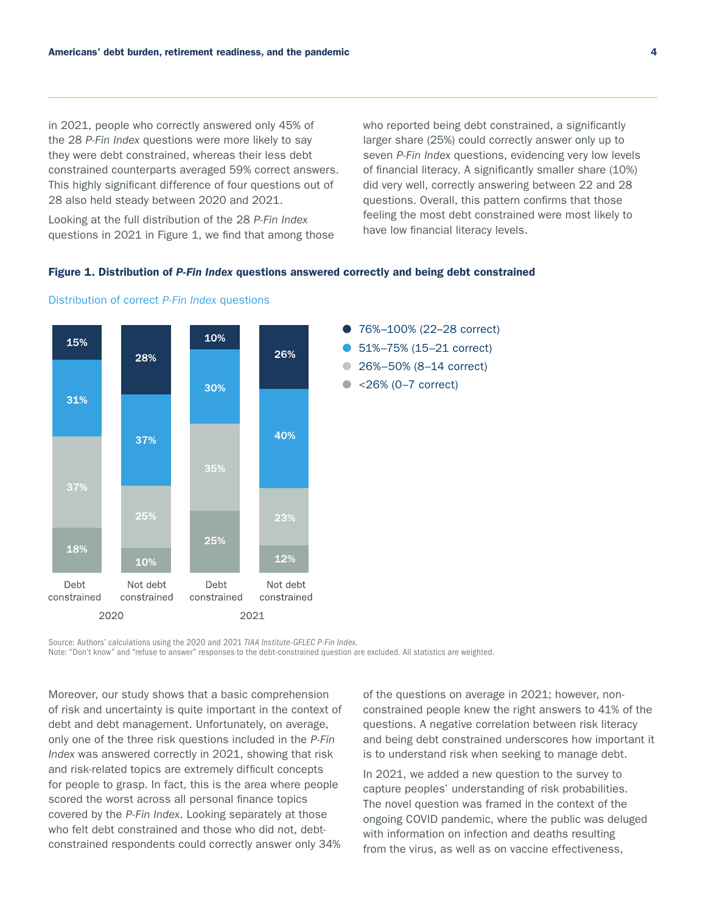in 2021, people who correctly answered only 45% of the 28 *P-Fin Index* questions were more likely to say they were debt constrained, whereas their less debt constrained counterparts averaged 59% correct answers. This highly significant difference of four questions out of 28 also held steady between 2020 and 2021.

Looking at the full distribution of the 28 *P-Fin Index* questions in 2021 in Figure 1, we find that among those who reported being debt constrained, a significantly larger share (25%) could correctly answer only up to seven *P-Fin Index* questions, evidencing very low levels of financial literacy. A significantly smaller share (10%) did very well, correctly answering between 22 and 28 questions. Overall, this pattern confirms that those feeling the most debt constrained were most likely to have low financial literacy levels.

**Figure 1. Distribution of *P-Fin Index* questions answered correctly and being debt constrained**

Distribution of correct *P-Fin Index* questions

| | 2020 Debt constrained | 2020 Not debt constrained | 2021 Debt constrained | 2021 Not debt constrained |
|---|---|---|---|---|
| 76%–100% (22–28 correct) | 15% | 28% | 10% | 26% |
| 51%–75% (15–21 correct) | 31% | 37% | 30% | 40% |
| 26%–50% (8–14 correct) | 37% | 25% | 35% | 23% |
| <26% (0–7 correct) | 18% | 10% | 25% | 12% |

Source: Authors' calculations using the 2020 and 2021 *TIAA Institute-GFLEC P-Fin Index*.
Note: "Don't know" and "refuse to answer" responses to the debt-constrained question are excluded. All statistics are weighted.

Moreover, our study shows that a basic comprehension of risk and uncertainty is quite important in the context of debt and debt management. Unfortunately, on average, only one of the three risk questions included in the *P-Fin Index* was answered correctly in 2021, showing that risk and risk-related topics are extremely difficult concepts for people to grasp. In fact, this is the area where people scored the worst across all personal finance topics covered by the *P-Fin Index*. Looking separately at those who felt debt constrained and those who did not, debt-constrained respondents could correctly answer only 34% of the questions on average in 2021; however, non-constrained people knew the right answers to 41% of the questions. A negative correlation between risk literacy and being debt constrained underscores how important it is to understand risk when seeking to manage debt.

In 2021, we added a new question to the survey to capture peoples' understanding of risk probabilities. The novel question was framed in the context of the ongoing COVID pandemic, where the public was deluged with information on infection and deaths resulting from the virus, as well as on vaccine effectiveness,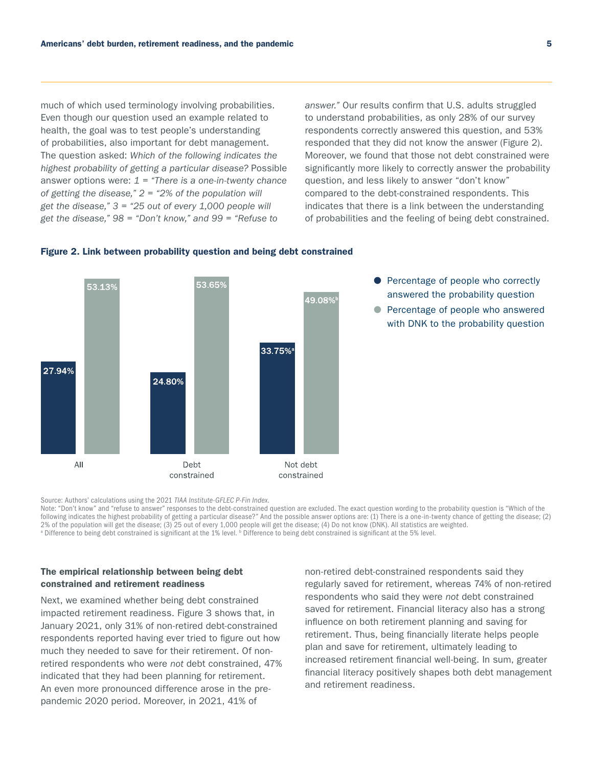much of which used terminology involving probabilities. Even though our question used an example related to health, the goal was to test people's understanding of probabilities, also important for debt management. The question asked: *Which of the following indicates the highest probability of getting a particular disease?* Possible answer options were: *1 = "There is a one-in-twenty chance of getting the disease," 2 = "2% of the population will get the disease," 3 = "25 out of every 1,000 people will get the disease," 98 = "Don't know," and 99 = "Refuse to answer."* Our results confirm that U.S. adults struggled to understand probabilities, as only 28% of our survey respondents correctly answered this question, and 53% responded that they did not know the answer (Figure 2). Moreover, we found that those not debt constrained were significantly more likely to correctly answer the probability question, and less likely to answer "don't know" compared to the debt-constrained respondents. This indicates that there is a link between the understanding of probabilities and the feeling of being debt constrained.

**Figure 2. Link between probability question and being debt constrained**

| | Percentage of people who correctly answered the probability question | Percentage of people who answered with DNK to the probability question |
|---|---|---|
| All | 27.94% | 53.13% |
| Debt constrained | 24.80% | 53.65% |
| Not debt constrained | 33.75%[a] | 49.08%[b] |

Source: Authors' calculations using the 2021 *TIAA Institute-GFLEC P-Fin Index*.
Note: "Don't know" and "refuse to answer" responses to the debt-constrained question are excluded. The exact question wording to the probability question is "Which of the following indicates the highest probability of getting a particular disease?" And the possible answer options are: (1) There is a one-in-twenty chance of getting the disease; (2) 2% of the population will get the disease; (3) 25 out of every 1,000 people will get the disease; (4) Do not know (DNK). All statistics are weighted.
[a] Difference to being debt constrained is significant at the 1% level. [b] Difference to being debt constrained is significant at the 5% level.

## The empirical relationship between being debt constrained and retirement readiness

Next, we examined whether being debt constrained impacted retirement readiness. Figure 3 shows that, in January 2021, only 31% of non-retired debt-constrained respondents reported having ever tried to figure out how much they needed to save for their retirement. Of non-retired respondents who were *not* debt constrained, 47% indicated that they had been planning for retirement. An even more pronounced difference arose in the pre-pandemic 2020 period. Moreover, in 2021, 41% of non-retired debt-constrained respondents said they regularly saved for retirement, whereas 74% of non-retired respondents who said they were *not* debt constrained saved for retirement. Financial literacy also has a strong influence on both retirement planning and saving for retirement. Thus, being financially literate helps people plan and save for retirement, ultimately leading to increased retirement financial well-being. In sum, greater financial literacy positively shapes both debt management and retirement readiness.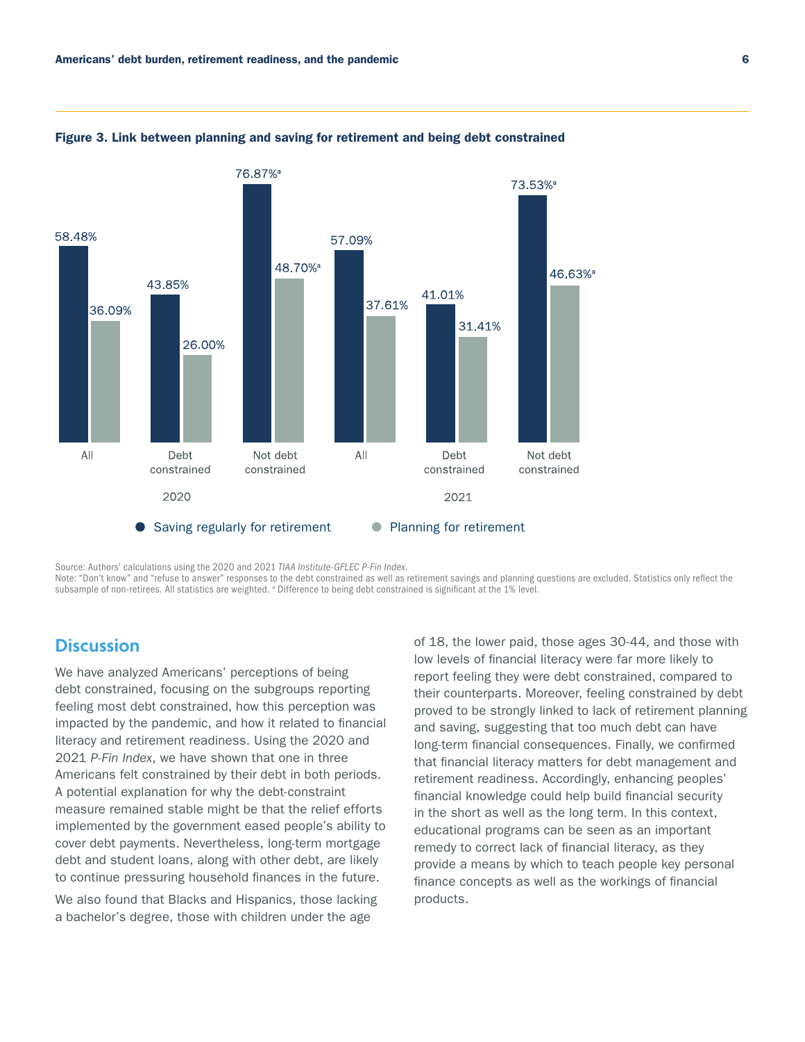**Figure 3. Link between planning and saving for retirement and being debt constrained**

| Year | Group | Saving regularly for retirement | Planning for retirement |
|---|---|---|---|
| 2020 | All | 58.48% | 36.09% |
| 2020 | Debt constrained | 43.85% | 26.00% |
| 2020 | Not debt constrained | 76.87%[a] | 48.70%[a] |
| 2021 | All | 57.09% | 37.61% |
| 2021 | Debt constrained | 41.01% | 31.41% |
| 2021 | Not debt constrained | 73.53%[a] | 46.63%[a] |

Source: Authors' calculations using the 2020 and 2021 *TIAA Institute-GFLEC P-Fin Index*.
Note: "Don't know" and "refuse to answer" responses to the debt constrained as well as retirement savings and planning questions are excluded. Statistics only reflect the subsample of non-retirees. All statistics are weighted. [a] Difference to being debt constrained is significant at the 1% level.

## Discussion

We have analyzed Americans' perceptions of being debt constrained, focusing on the subgroups reporting feeling most debt constrained, how this perception was impacted by the pandemic, and how it related to financial literacy and retirement readiness. Using the 2020 and 2021 *P-Fin Index*, we have shown that one in three Americans felt constrained by their debt in both periods. A potential explanation for why the debt-constraint measure remained stable might be that the relief efforts implemented by the government eased people's ability to cover debt payments. Nevertheless, long-term mortgage debt and student loans, along with other debt, are likely to continue pressuring household finances in the future.

We also found that Blacks and Hispanics, those lacking a bachelor's degree, those with children under the age of 18, the lower paid, those ages 30-44, and those with low levels of financial literacy were far more likely to report feeling they were debt constrained, compared to their counterparts. Moreover, feeling constrained by debt proved to be strongly linked to lack of retirement planning and saving, suggesting that too much debt can have long-term financial consequences. Finally, we confirmed that financial literacy matters for debt management and retirement readiness. Accordingly, enhancing peoples' financial knowledge could help build financial security in the short as well as the long term. In this context, educational programs can be seen as an important remedy to correct lack of financial literacy, as they provide a means by which to teach people key personal finance concepts as well as the workings of financial products.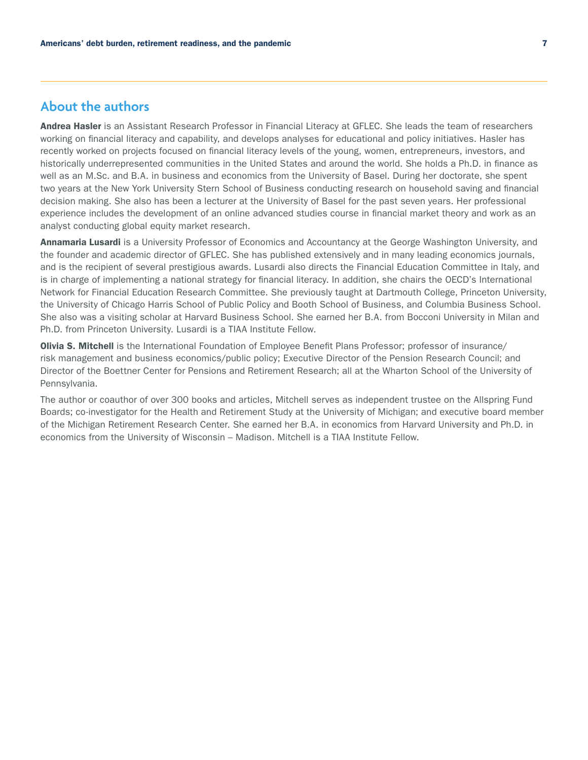## About the authors

**Andrea Hasler** is an Assistant Research Professor in Financial Literacy at GFLEC. She leads the team of researchers working on financial literacy and capability, and develops analyses for educational and policy initiatives. Hasler has recently worked on projects focused on financial literacy levels of the young, women, entrepreneurs, investors, and historically underrepresented communities in the United States and around the world. She holds a Ph.D. in finance as well as an M.Sc. and B.A. in business and economics from the University of Basel. During her doctorate, she spent two years at the New York University Stern School of Business conducting research on household saving and financial decision making. She also has been a lecturer at the University of Basel for the past seven years. Her professional experience includes the development of an online advanced studies course in financial market theory and work as an analyst conducting global equity market research.

**Annamaria Lusardi** is a University Professor of Economics and Accountancy at the George Washington University, and the founder and academic director of GFLEC. She has published extensively and in many leading economics journals, and is the recipient of several prestigious awards. Lusardi also directs the Financial Education Committee in Italy, and is in charge of implementing a national strategy for financial literacy. In addition, she chairs the OECD's International Network for Financial Education Research Committee. She previously taught at Dartmouth College, Princeton University, the University of Chicago Harris School of Public Policy and Booth School of Business, and Columbia Business School. She also was a visiting scholar at Harvard Business School. She earned her B.A. from Bocconi University in Milan and Ph.D. from Princeton University. Lusardi is a TIAA Institute Fellow.

**Olivia S. Mitchell** is the International Foundation of Employee Benefit Plans Professor; professor of insurance/risk management and business economics/public policy; Executive Director of the Pension Research Council; and Director of the Boettner Center for Pensions and Retirement Research; all at the Wharton School of the University of Pennsylvania.

The author or coauthor of over 300 books and articles, Mitchell serves as independent trustee on the Allspring Fund Boards; co-investigator for the Health and Retirement Study at the University of Michigan; and executive board member of the Michigan Retirement Research Center. She earned her B.A. in economics from Harvard University and Ph.D. in economics from the University of Wisconsin – Madison. Mitchell is a TIAA Institute Fellow.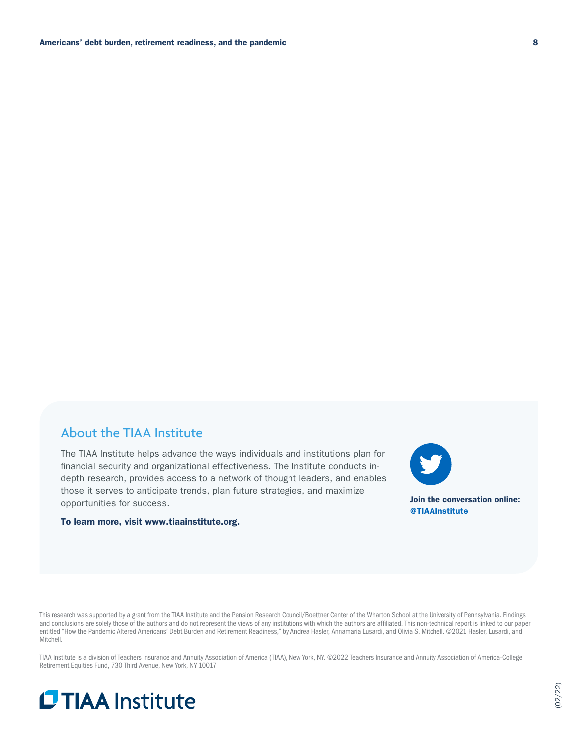## About the TIAA Institute

The TIAA Institute helps advance the ways individuals and institutions plan for financial security and organizational effectiveness. The Institute conducts in-depth research, provides access to a network of thought leaders, and enables those it serves to anticipate trends, plan future strategies, and maximize opportunities for success.

**To learn more, visit www.tiaainstitute.org.**

**Join the conversation online:**
**@TIAAInstitute**

This research was supported by a grant from the TIAA Institute and the Pension Research Council/Boettner Center of the Wharton School at the University of Pennsylvania. Findings and conclusions are solely those of the authors and do not represent the views of any institutions with which the authors are affiliated. This non-technical report is linked to our paper entitled "How the Pandemic Altered Americans' Debt Burden and Retirement Readiness," by Andrea Hasler, Annamaria Lusardi, and Olivia S. Mitchell. ©2021 Hasler, Lusardi, and Mitchell.

TIAA Institute is a division of Teachers Insurance and Annuity Association of America (TIAA), New York, NY. ©2022 Teachers Insurance and Annuity Association of America-College Retirement Equities Fund, 730 Third Avenue, New York, NY 10017

TIAA Institute

(02/22)